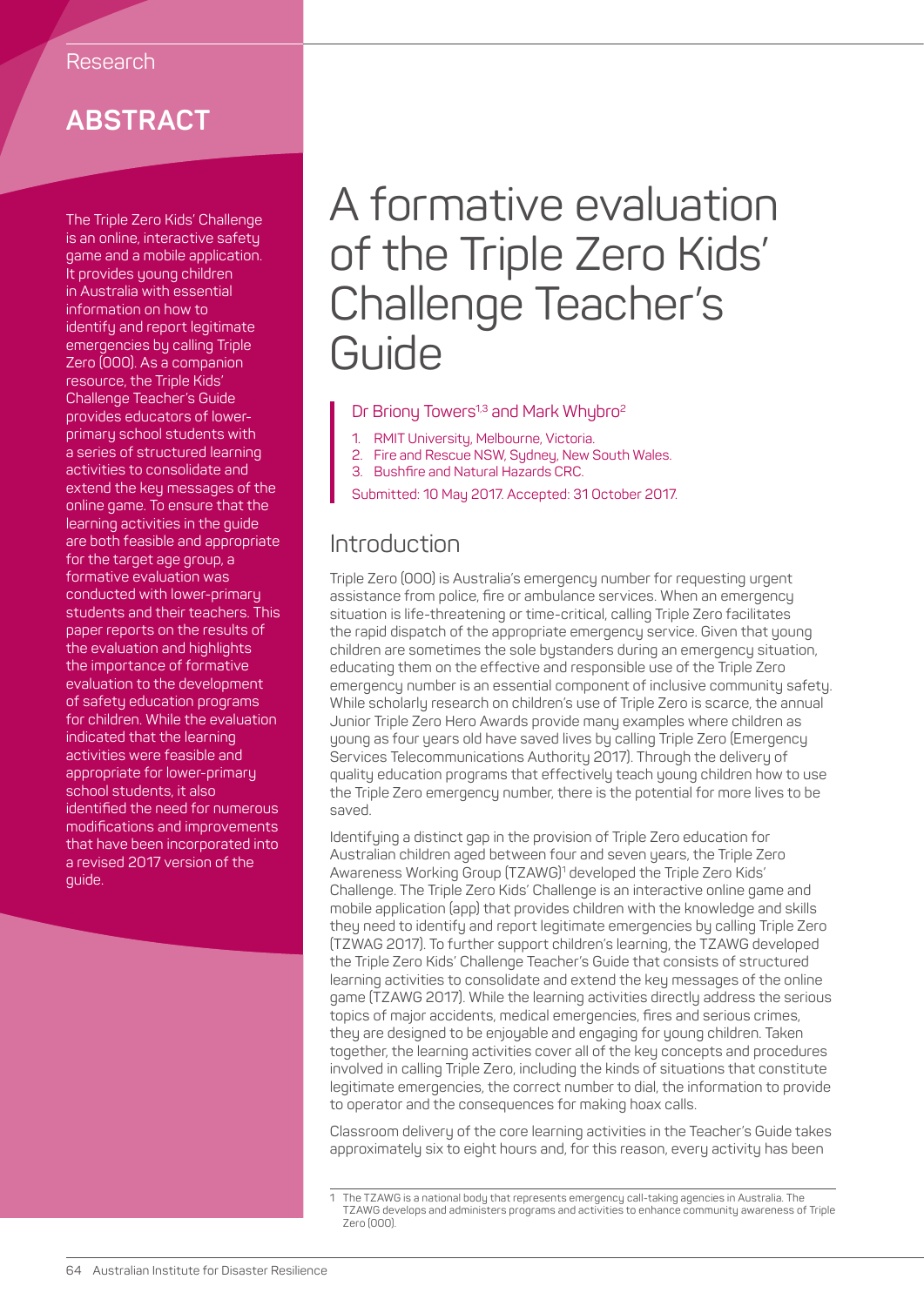Research

# A formative evaluation of the Triple Zero Kids' Challenge Teacher's Guide

Dr Briony Towers[1,3] and Mark Whybro[2]

1. RMIT University, Melbourne, Victoria.
2. Fire and Rescue NSW, Sydney, New South Wales.
3. Bushfire and Natural Hazards CRC.

Submitted: 10 May 2017. Accepted: 31 October 2017.

## ABSTRACT

The Triple Zero Kids' Challenge is an online, interactive safety game and a mobile application. It provides young children in Australia with essential information on how to identify and report legitimate emergencies by calling Triple Zero (000). As a companion resource, the Triple Kids' Challenge Teacher's Guide provides educators of lower-primary school students with a series of structured learning activities to consolidate and extend the key messages of the online game. To ensure that the learning activities in the guide are both feasible and appropriate for the target age group, a formative evaluation was conducted with lower-primary students and their teachers. This paper reports on the results of the evaluation and highlights the importance of formative evaluation to the development of safety education programs for children. While the evaluation indicated that the learning activities were feasible and appropriate for lower-primary school students, it also identified the need for numerous modifications and improvements that have been incorporated into a revised 2017 version of the guide.

## Introduction

Triple Zero (000) is Australia's emergency number for requesting urgent assistance from police, fire or ambulance services. When an emergency situation is life-threatening or time-critical, calling Triple Zero facilitates the rapid dispatch of the appropriate emergency service. Given that young children are sometimes the sole bystanders during an emergency situation, educating them on the effective and responsible use of the Triple Zero emergency number is an essential component of inclusive community safety. While scholarly research on children's use of Triple Zero is scarce, the annual Junior Triple Zero Hero Awards provide many examples where children as young as four years old have saved lives by calling Triple Zero (Emergency Services Telecommunications Authority 2017). Through the delivery of quality education programs that effectively teach young children how to use the Triple Zero emergency number, there is the potential for more lives to be saved.

Identifying a distinct gap in the provision of Triple Zero education for Australian children aged between four and seven years, the Triple Zero Awareness Working Group (TZAWG)[1] developed the Triple Zero Kids' Challenge. The Triple Zero Kids' Challenge is an interactive online game and mobile application (app) that provides children with the knowledge and skills they need to identify and report legitimate emergencies by calling Triple Zero (TZWAG 2017). To further support children's learning, the TZAWG developed the Triple Zero Kids' Challenge Teacher's Guide that consists of structured learning activities to consolidate and extend the key messages of the online game (TZAWG 2017). While the learning activities directly address the serious topics of major accidents, medical emergencies, fires and serious crimes, they are designed to be enjoyable and engaging for young children. Taken together, the learning activities cover all of the key concepts and procedures involved in calling Triple Zero, including the kinds of situations that constitute legitimate emergencies, the correct number to dial, the information to provide to operator and the consequences for making hoax calls.

Classroom delivery of the core learning activities in the Teacher's Guide takes approximately six to eight hours and, for this reason, every activity has been

1 The TZAWG is a national body that represents emergency call-taking agencies in Australia. The TZAWG develops and administers programs and activities to enhance community awareness of Triple Zero (000).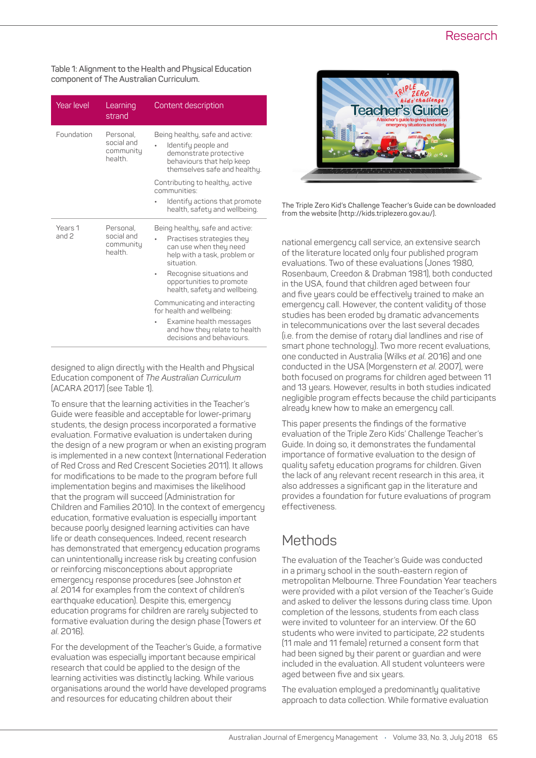Table 1: Alignment to the Health and Physical Education component of The Australian Curriculum.

| Year level | Learning strand | Content description |
|---|---|---|
| Foundation | Personal, social and community health. | Being healthy, safe and active:<br>• Identify people and demonstrate protective behaviours that help keep themselves safe and healthy.<br><br>Contributing to healthy, active communities:<br>• Identify actions that promote health, safety and wellbeing. |
| Years 1 and 2 | Personal, social and community health. | Being healthy, safe and active:<br>• Practises strategies they can use when they need help with a task, problem or situation.<br>• Recognise situations and opportunities to promote health, safety and wellbeing.<br><br>Communicating and interacting for health and wellbeing:<br>• Examine health messages and how they relate to health decisions and behaviours. |

designed to align directly with the Health and Physical Education component of *The Australian Curriculum* (ACARA 2017) (see Table 1).

To ensure that the learning activities in the Teacher's Guide were feasible and acceptable for lower-primary students, the design process incorporated a formative evaluation. Formative evaluation is undertaken during the design of a new program or when an existing program is implemented in a new context (International Federation of Red Cross and Red Crescent Societies 2011). It allows for modifications to be made to the program before full implementation begins and maximises the likelihood that the program will succeed (Administration for Children and Families 2010). In the context of emergency education, formative evaluation is especially important because poorly designed learning activities can have life or death consequences. Indeed, recent research has demonstrated that emergency education programs can unintentionally increase risk by creating confusion or reinforcing misconceptions about appropriate emergency response procedures (see Johnston *et al.* 2014 for examples from the context of children's earthquake education). Despite this, emergency education programs for children are rarely subjected to formative evaluation during the design phase (Towers *et al.* 2016).

For the development of the Teacher's Guide, a formative evaluation was especially important because empirical research that could be applied to the design of the learning activities was distinctly lacking. While various organisations around the world have developed programs and resources for educating children about their

The Triple Zero Kid's Challenge Teacher's Guide can be downloaded from the website (http://kids.triplezero.gov.au/).

national emergency call service, an extensive search of the literature located only four published program evaluations. Two of these evaluations (Jones 1980, Rosenbaum, Creedon & Drabman 1981), both conducted in the USA, found that children aged between four and five years could be effectively trained to make an emergency call. However, the content validity of those studies has been eroded by dramatic advancements in telecommunications over the last several decades (i.e. from the demise of rotary dial landlines and rise of smart phone technology). Two more recent evaluations, one conducted in Australia (Wilks *et al.* 2016) and one conducted in the USA (Morgenstern *et al.* 2007), were both focused on programs for children aged between 11 and 13 years. However, results in both studies indicated negligible program effects because the child participants already knew how to make an emergency call.

This paper presents the findings of the formative evaluation of the Triple Zero Kids' Challenge Teacher's Guide. In doing so, it demonstrates the fundamental importance of formative evaluation to the design of quality safety education programs for children. Given the lack of any relevant recent research in this area, it also addresses a significant gap in the literature and provides a foundation for future evaluations of program effectiveness.

## Methods

The evaluation of the Teacher's Guide was conducted in a primary school in the south-eastern region of metropolitan Melbourne. Three Foundation Year teachers were provided with a pilot version of the Teacher's Guide and asked to deliver the lessons during class time. Upon completion of the lessons, students from each class were invited to volunteer for an interview. Of the 60 students who were invited to participate, 22 students (11 male and 11 female) returned a consent form that had been signed by their parent or guardian and were included in the evaluation. All student volunteers were aged between five and six years.

The evaluation employed a predominantly qualitative approach to data collection. While formative evaluation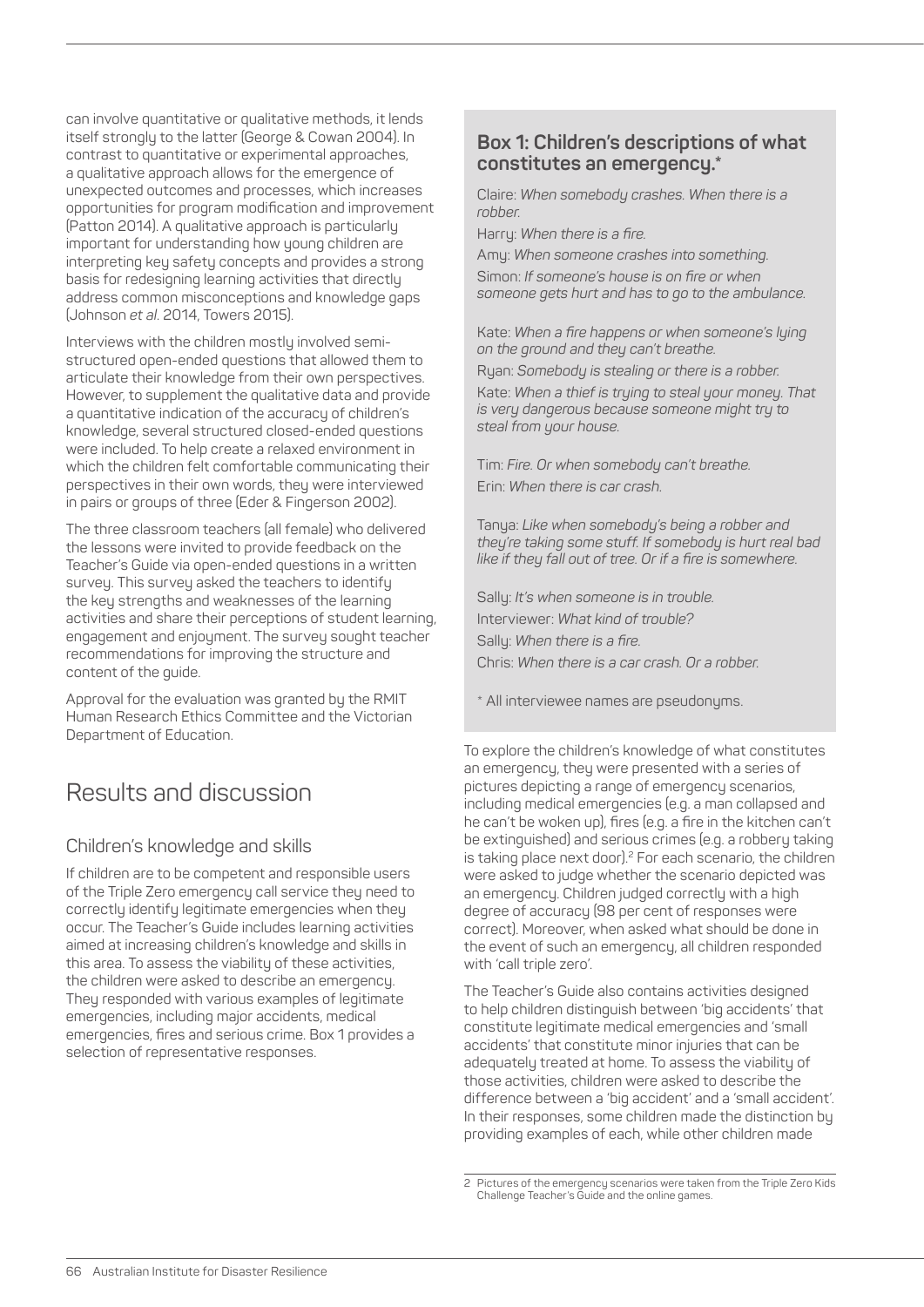can involve quantitative or qualitative methods, it lends itself strongly to the latter (George & Cowan 2004). In contrast to quantitative or experimental approaches, a qualitative approach allows for the emergence of unexpected outcomes and processes, which increases opportunities for program modification and improvement (Patton 2014). A qualitative approach is particularly important for understanding how young children are interpreting key safety concepts and provides a strong basis for redesigning learning activities that directly address common misconceptions and knowledge gaps (Johnson *et al.* 2014, Towers 2015).

Interviews with the children mostly involved semi-structured open-ended questions that allowed them to articulate their knowledge from their own perspectives. However, to supplement the qualitative data and provide a quantitative indication of the accuracy of children's knowledge, several structured closed-ended questions were included. To help create a relaxed environment in which the children felt comfortable communicating their perspectives in their own words, they were interviewed in pairs or groups of three (Eder & Fingerson 2002).

The three classroom teachers (all female) who delivered the lessons were invited to provide feedback on the Teacher's Guide via open-ended questions in a written survey. This survey asked the teachers to identify the key strengths and weaknesses of the learning activities and share their perceptions of student learning, engagement and enjoyment. The survey sought teacher recommendations for improving the structure and content of the guide.

Approval for the evaluation was granted by the RMIT Human Research Ethics Committee and the Victorian Department of Education.

## Results and discussion

### Children's knowledge and skills

If children are to be competent and responsible users of the Triple Zero emergency call service they need to correctly identify legitimate emergencies when they occur. The Teacher's Guide includes learning activities aimed at increasing children's knowledge and skills in this area. To assess the viability of these activities, the children were asked to describe an emergency. They responded with various examples of legitimate emergencies, including major accidents, medical emergencies, fires and serious crime. Box 1 provides a selection of representative responses.

> **Box 1: Children's descriptions of what constitutes an emergency.***
>
> Claire: *When somebody crashes. When there is a robber.*
>
> Harry: *When there is a fire.*
>
> Amy: *When someone crashes into something.*
>
> Simon: *If someone's house is on fire or when someone gets hurt and has to go to the ambulance.*
>
> Kate: *When a fire happens or when someone's lying on the ground and they can't breathe.*
>
> Ryan: *Somebody is stealing or there is a robber.*
>
> Kate: *When a thief is trying to steal your money. That is very dangerous because someone might try to steal from your house.*
>
> Tim: *Fire. Or when somebody can't breathe.*
>
> Erin: *When there is car crash.*
>
> Tanya: *Like when somebody's being a robber and they're taking some stuff. If somebody is hurt real bad like if they fall out of tree. Or if a fire is somewhere.*
>
> Sally: *It's when someone is in trouble.*
>
> Interviewer: *What kind of trouble?*
>
> Sally: *When there is a fire.*
>
> Chris: *When there is a car crash. Or a robber.*
>
> \* All interviewee names are pseudonyms.

To explore the children's knowledge of what constitutes an emergency, they were presented with a series of pictures depicting a range of emergency scenarios, including medical emergencies (e.g. a man collapsed and he can't be woken up), fires (e.g. a fire in the kitchen can't be extinguished) and serious crimes (e.g. a robbery taking is taking place next door).[2] For each scenario, the children were asked to judge whether the scenario depicted was an emergency. Children judged correctly with a high degree of accuracy (98 per cent of responses were correct). Moreover, when asked what should be done in the event of such an emergency, all children responded with 'call triple zero'.

The Teacher's Guide also contains activities designed to help children distinguish between 'big accidents' that constitute legitimate medical emergencies and 'small accidents' that constitute minor injuries that can be adequately treated at home. To assess the viability of those activities, children were asked to describe the difference between a 'big accident' and a 'small accident'. In their responses, some children made the distinction by providing examples of each, while other children made

2 Pictures of the emergency scenarios were taken from the Triple Zero Kids Challenge Teacher's Guide and the online games.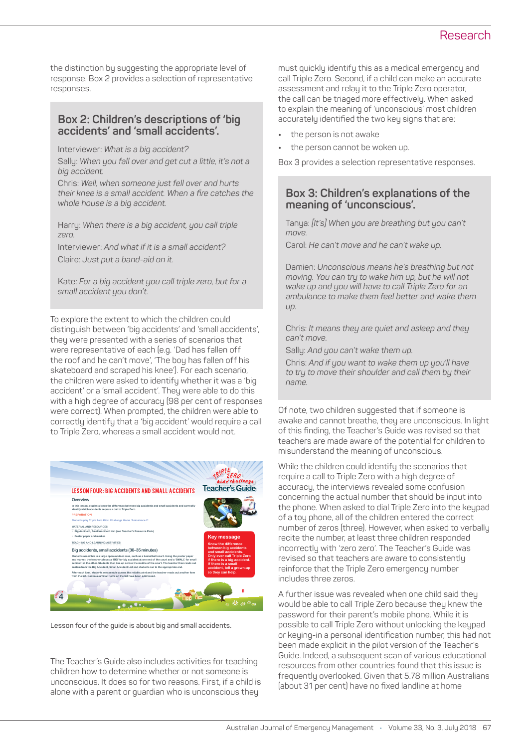the distinction by suggesting the appropriate level of response. Box 2 provides a selection of representative responses.

> **Box 2: Children's descriptions of 'big accidents' and 'small accidents'.**
>
> Interviewer: *What is a big accident?*
>
> Sally: *When you fall over and get cut a little, it's not a big accident.*
>
> Chris: *Well, when someone just fell over and hurts their knee is a small accident. When a fire catches the whole house is a big accident.*
>
> Harry: *When there is a big accident, you call triple zero.*
>
> Interviewer: *And what if it is a small accident?*
>
> Claire: *Just put a band-aid on it.*
>
> Kate: *For a big accident you call triple zero, but for a small accident you don't.*

To explore the extent to which the children could distinguish between 'big accidents' and 'small accidents', they were presented with a series of scenarios that were representative of each (e.g. 'Dad has fallen off the roof and he can't move', 'The boy has fallen off his skateboard and scraped his knee'). For each scenario, the children were asked to identify whether it was a 'big accident' or a 'small accident'. They were able to do this with a high degree of accuracy (98 per cent of responses were correct). When prompted, the children were able to correctly identify that a 'big accident' would require a call to Triple Zero, whereas a small accident would not.

Lesson four of the guide is about big and small accidents.

The Teacher's Guide also includes activities for teaching children how to determine whether or not someone is unconscious. It does so for two reasons. First, if a child is alone with a parent or guardian who is unconscious they must quickly identify this as a medical emergency and call Triple Zero. Second, if a child can make an accurate assessment and relay it to the Triple Zero operator, the call can be triaged more effectively. When asked to explain the meaning of 'unconscious' most children accurately identified the two key signs that are:

- the person is not awake
- the person cannot be woken up.

Box 3 provides a selection representative responses.

> **Box 3: Children's explanations of the meaning of 'unconscious'.**
>
> Tanya: *[It's] When you are breathing but you can't move.*
>
> Carol: *He can't move and he can't wake up.*
>
> Damien: *Unconscious means he's breathing but not moving. You can try to wake him up, but he will not wake up and you will have to call Triple Zero for an ambulance to make them feel better and wake them up.*
>
> Chris: *It means they are quiet and asleep and they can't move.*
>
> Sally: *And you can't wake them up.*
>
> Chris: *And if you want to wake them up you'll have to try to move their shoulder and call them by their name.*

Of note, two children suggested that if someone is awake and cannot breathe, they are unconscious. In light of this finding, the Teacher's Guide was revised so that teachers are made aware of the potential for children to misunderstand the meaning of unconscious.

While the children could identify the scenarios that require a call to Triple Zero with a high degree of accuracy, the interviews revealed some confusion concerning the actual number that should be input into the phone. When asked to dial Triple Zero into the keypad of a toy phone, all of the children entered the correct number of zeros (three). However, when asked to verbally recite the number, at least three children responded incorrectly with 'zero zero'. The Teacher's Guide was revised so that teachers are aware to consistently reinforce that the Triple Zero emergency number includes three zeros.

A further issue was revealed when one child said they would be able to call Triple Zero because they knew the password for their parent's mobile phone. While it is possible to call Triple Zero without unlocking the keypad or keying-in a personal identification number, this had not been made explicit in the pilot version of the Teacher's Guide. Indeed, a subsequent scan of various educational resources from other countries found that this issue is frequently overlooked. Given that 5.78 million Australians (about 31 per cent) have no fixed landline at home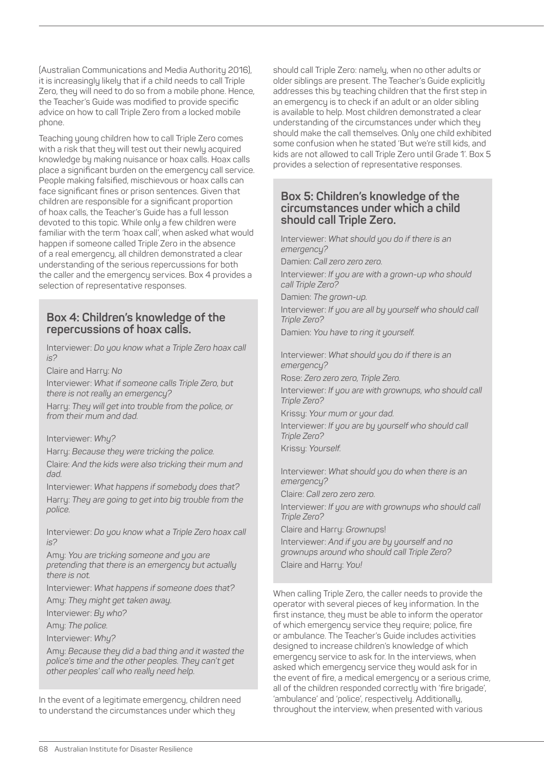(Australian Communications and Media Authority 2016), it is increasingly likely that if a child needs to call Triple Zero, they will need to do so from a mobile phone. Hence, the Teacher's Guide was modified to provide specific advice on how to call Triple Zero from a locked mobile phone.

Teaching young children how to call Triple Zero comes with a risk that they will test out their newly acquired knowledge by making nuisance or hoax calls. Hoax calls place a significant burden on the emergency call service. People making falsified, mischievous or hoax calls can face significant fines or prison sentences. Given that children are responsible for a significant proportion of hoax calls, the Teacher's Guide has a full lesson devoted to this topic. While only a few children were familiar with the term 'hoax call', when asked what would happen if someone called Triple Zero in the absence of a real emergency, all children demonstrated a clear understanding of the serious repercussions for both the caller and the emergency services. Box 4 provides a selection of representative responses.

## Box 4: Children's knowledge of the repercussions of hoax calls.

Interviewer: *Do you know what a Triple Zero hoax call is?*

Claire and Harry: *No*

Interviewer: *What if someone calls Triple Zero, but there is not really an emergency?*

Harry: *They will get into trouble from the police, or from their mum and dad.*

Interviewer: *Why?*

Harry: *Because they were tricking the police.*

Claire: *And the kids were also tricking their mum and dad.*

Interviewer: *What happens if somebody does that?*

Harry: *They are going to get into big trouble from the police.*

Interviewer: *Do you know what a Triple Zero hoax call is?*

Amy: *You are tricking someone and you are pretending that there is an emergency but actually there is not.*

Interviewer: *What happens if someone does that?*

Amy: *They might get taken away.*

Interviewer: *By who?*

Amy: *The police.*

Interviewer: *Why?*

Amy: *Because they did a bad thing and it wasted the police's time and the other peoples. They can't get other peoples' call who really need help.*

In the event of a legitimate emergency, children need to understand the circumstances under which they should call Triple Zero: namely, when no other adults or older siblings are present. The Teacher's Guide explicitly addresses this by teaching children that the first step in an emergency is to check if an adult or an older sibling is available to help. Most children demonstrated a clear understanding of the circumstances under which they should make the call themselves. Only one child exhibited some confusion when he stated 'But we're still kids, and kids are not allowed to call Triple Zero until Grade 1'. Box 5 provides a selection of representative responses.

## Box 5: Children's knowledge of the circumstances under which a child should call Triple Zero.

Interviewer: *What should you do if there is an emergency?*

Damien: *Call zero zero zero.*

Interviewer: *If you are with a grown-up who should call Triple Zero?*

Damien: *The grown-up.*

Interviewer: *If you are all by yourself who should call Triple Zero?*

Damien: *You have to ring it yourself.*

Interviewer: *What should you do if there is an emergency?*

Rose: *Zero zero zero, Triple Zero.*

Interviewer: *If you are with grownups, who should call Triple Zero?*

Krissy: *Your mum or your dad.*

Interviewer: *If you are by yourself who should call Triple Zero?*

Krissy: *Yourself.*

Interviewer: *What should you do when there is an emergency?*

Claire: *Call zero zero zero.*

Interviewer: *If you are with grownups who should call Triple Zero?*

Claire and Harry: *Grownups!*

Interviewer: *And if you are by yourself and no grownups around who should call Triple Zero?*

Claire and Harry: *You!*

When calling Triple Zero, the caller needs to provide the operator with several pieces of key information. In the first instance, they must be able to inform the operator of which emergency service they require; police, fire or ambulance. The Teacher's Guide includes activities designed to increase children's knowledge of which emergency service to ask for. In the interviews, when asked which emergency service they would ask for in the event of fire, a medical emergency or a serious crime, all of the children responded correctly with 'fire brigade', 'ambulance' and 'police', respectively. Additionally, throughout the interview, when presented with various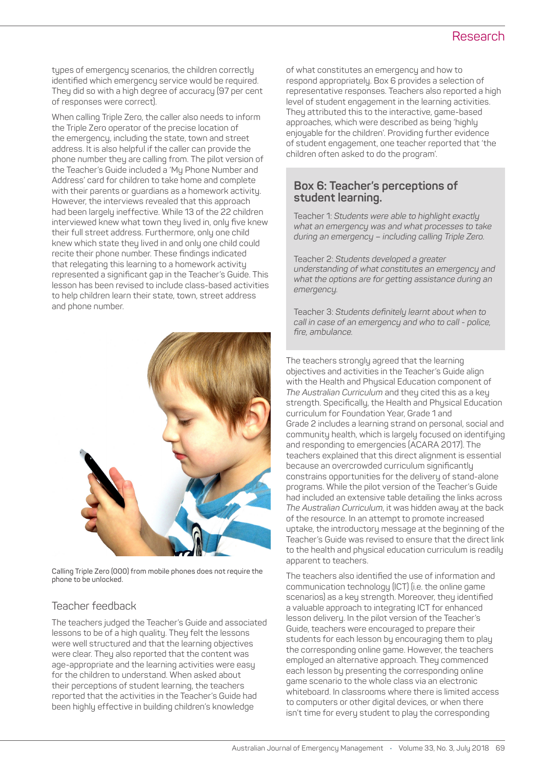types of emergency scenarios, the children correctly identified which emergency service would be required. They did so with a high degree of accuracy (97 per cent of responses were correct).

When calling Triple Zero, the caller also needs to inform the Triple Zero operator of the precise location of the emergency, including the state, town and street address. It is also helpful if the caller can provide the phone number they are calling from. The pilot version of the Teacher's Guide included a 'My Phone Number and Address' card for children to take home and complete with their parents or guardians as a homework activity. However, the interviews revealed that this approach had been largely ineffective. While 13 of the 22 children interviewed knew what town they lived in, only five knew their full street address. Furthermore, only one child knew which state they lived in and only one child could recite their phone number. These findings indicated that relegating this learning to a homework activity represented a significant gap in the Teacher's Guide. This lesson has been revised to include class-based activities to help children learn their state, town, street address and phone number.

Calling Triple Zero (000) from mobile phones does not require the phone to be unlocked.

## Teacher feedback

The teachers judged the Teacher's Guide and associated lessons to be of a high quality. They felt the lessons were well structured and that the learning objectives were clear. They also reported that the content was age-appropriate and the learning activities were easy for the children to understand. When asked about their perceptions of student learning, the teachers reported that the activities in the Teacher's Guide had been highly effective in building children's knowledge of what constitutes an emergency and how to respond appropriately. Box 6 provides a selection of representative responses. Teachers also reported a high level of student engagement in the learning activities. They attributed this to the interactive, game-based approaches, which were described as being 'highly enjoyable for the children'. Providing further evidence of student engagement, one teacher reported that 'the children often asked to do the program'.

### Box 6: Teacher's perceptions of student learning.

Teacher 1: *Students were able to highlight exactly what an emergency was and what processes to take during an emergency – including calling Triple Zero.*

Teacher 2: *Students developed a greater understanding of what constitutes an emergency and what the options are for getting assistance during an emergency.*

Teacher 3: *Students definitely learnt about when to call in case of an emergency and who to call - police, fire, ambulance.*

The teachers strongly agreed that the learning objectives and activities in the Teacher's Guide align with the Health and Physical Education component of *The Australian Curriculum* and they cited this as a key strength. Specifically, the Health and Physical Education curriculum for Foundation Year, Grade 1 and Grade 2 includes a learning strand on personal, social and community health, which is largely focused on identifying and responding to emergencies (ACARA 2017). The teachers explained that this direct alignment is essential because an overcrowded curriculum significantly constrains opportunities for the delivery of stand-alone programs. While the pilot version of the Teacher's Guide had included an extensive table detailing the links across *The Australian Curriculum*, it was hidden away at the back of the resource. In an attempt to promote increased uptake, the introductory message at the beginning of the Teacher's Guide was revised to ensure that the direct link to the health and physical education curriculum is readily apparent to teachers.

The teachers also identified the use of information and communication technology (ICT) (i.e. the online game scenarios) as a key strength. Moreover, they identified a valuable approach to integrating ICT for enhanced lesson delivery. In the pilot version of the Teacher's Guide, teachers were encouraged to prepare their students for each lesson by encouraging them to play the corresponding online game. However, the teachers employed an alternative approach. They commenced each lesson by presenting the corresponding online game scenario to the whole class via an electronic whiteboard. In classrooms where there is limited access to computers or other digital devices, or when there isn't time for every student to play the corresponding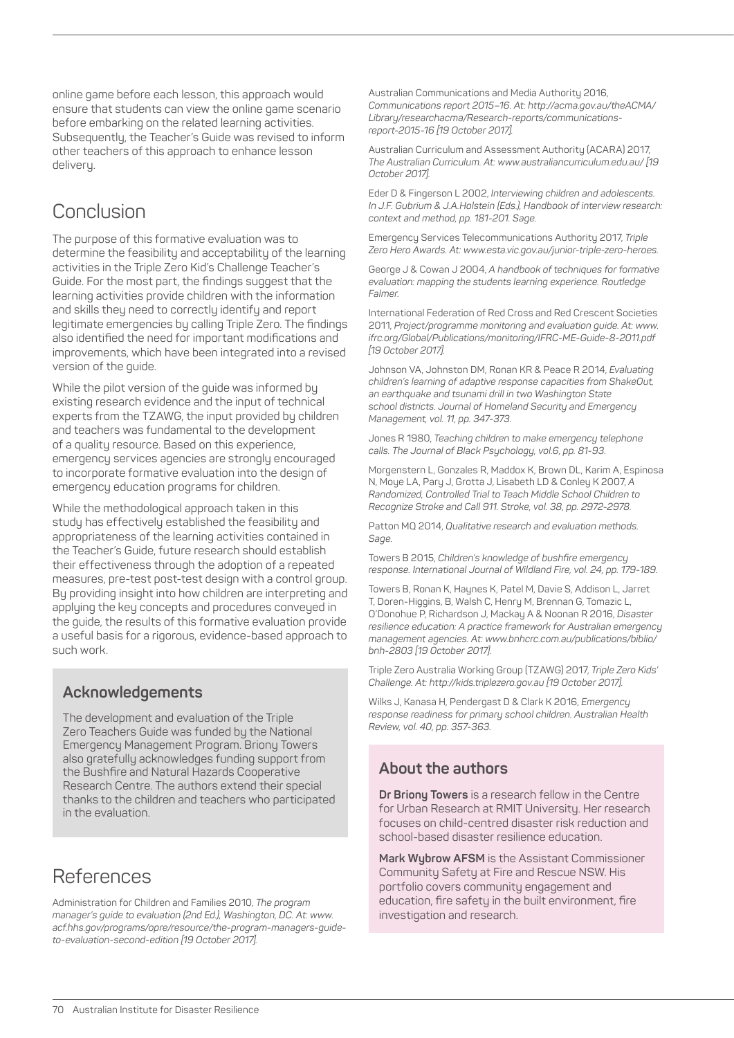online game before each lesson, this approach would ensure that students can view the online game scenario before embarking on the related learning activities. Subsequently, the Teacher's Guide was revised to inform other teachers of this approach to enhance lesson delivery.

## Conclusion

The purpose of this formative evaluation was to determine the feasibility and acceptability of the learning activities in the Triple Zero Kid's Challenge Teacher's Guide. For the most part, the findings suggest that the learning activities provide children with the information and skills they need to correctly identify and report legitimate emergencies by calling Triple Zero. The findings also identified the need for important modifications and improvements, which have been integrated into a revised version of the guide.

While the pilot version of the guide was informed by existing research evidence and the input of technical experts from the TZAWG, the input provided by children and teachers was fundamental to the development of a quality resource. Based on this experience, emergency services agencies are strongly encouraged to incorporate formative evaluation into the design of emergency education programs for children.

While the methodological approach taken in this study has effectively established the feasibility and appropriateness of the learning activities contained in the Teacher's Guide, future research should establish their effectiveness through the adoption of a repeated measures, pre-test post-test design with a control group. By providing insight into how children are interpreting and applying the key concepts and procedures conveyed in the guide, the results of this formative evaluation provide a useful basis for a rigorous, evidence-based approach to such work.

### Acknowledgements

The development and evaluation of the Triple Zero Teachers Guide was funded by the National Emergency Management Program. Briony Towers also gratefully acknowledges funding support from the Bushfire and Natural Hazards Cooperative Research Centre. The authors extend their special thanks to the children and teachers who participated in the evaluation.

## References

Administration for Children and Families 2010, *The program manager's guide to evaluation (2nd Ed.), Washington, DC. At: www.acf.hhs.gov/programs/opre/resource/the-program-managers-guide-to-evaluation-second-edition [19 October 2017].*

Australian Communications and Media Authority 2016, *Communications report 2015–16. At: http://acma.gov.au/theACMA/Library/researchacma/Research-reports/communications-report-2015-16 [19 October 2017].*

Australian Curriculum and Assessment Authority (ACARA) 2017, *The Australian Curriculum. At: www.australiancurriculum.edu.au/ [19 October 2017].*

Eder D & Fingerson L 2002, *Interviewing children and adolescents. In J.F. Gubrium & J.A.Holstein (Eds.), Handbook of interview research: context and method, pp. 181-201. Sage.*

Emergency Services Telecommunications Authority 2017, *Triple Zero Hero Awards. At: www.esta.vic.gov.au/junior-triple-zero-heroes.*

George J & Cowan J 2004, *A handbook of techniques for formative evaluation: mapping the students learning experience. Routledge Falmer.*

International Federation of Red Cross and Red Crescent Societies 2011, *Project/programme monitoring and evaluation guide. At: www.ifrc.org/Global/Publications/monitoring/IFRC-ME-Guide-8-2011.pdf [19 October 2017].*

Johnson VA, Johnston DM, Ronan KR & Peace R 2014, *Evaluating children's learning of adaptive response capacities from ShakeOut, an earthquake and tsunami drill in two Washington State school districts. Journal of Homeland Security and Emergency Management, vol. 11, pp. 347-373.*

Jones R 1980, *Teaching children to make emergency telephone calls. The Journal of Black Psychology, vol.6, pp. 81-93.*

Morgenstern L, Gonzales R, Maddox K, Brown DL, Karim A, Espinosa N, Moye LA, Pary J, Grotta J, Lisabeth LD & Conley K 2007, *A Randomized, Controlled Trial to Teach Middle School Children to Recognize Stroke and Call 911. Stroke, vol. 38, pp. 2972-2978.*

Patton MQ 2014, *Qualitative research and evaluation methods. Sage.*

Towers B 2015, *Children's knowledge of bushfire emergency response. International Journal of Wildland Fire, vol. 24, pp. 179-189.*

Towers B, Ronan K, Haynes K, Patel M, Davie S, Addison L, Jarret T, Doren-Higgins, B, Walsh C, Henry M, Brennan G, Tomazic L, O'Donohue P, Richardson J, Mackay A & Noonan R 2016, *Disaster resilience education: A practice framework for Australian emergency management agencies. At: www.bnhcrc.com.au/publications/biblio/bnh-2803 [19 October 2017].*

Triple Zero Australia Working Group (TZAWG) 2017, *Triple Zero Kids' Challenge. At: http://kids.triplezero.gov.au [19 October 2017].*

Wilks J, Kanasa H, Pendergast D & Clark K 2016, *Emergency response readiness for primary school children. Australian Health Review, vol. 40, pp. 357-363.*

### About the authors

**Dr Briony Towers** is a research fellow in the Centre for Urban Research at RMIT University. Her research focuses on child-centred disaster risk reduction and school-based disaster resilience education.

**Mark Wybrow AFSM** is the Assistant Commissioner Community Safety at Fire and Rescue NSW. His portfolio covers community engagement and education, fire safety in the built environment, fire investigation and research.